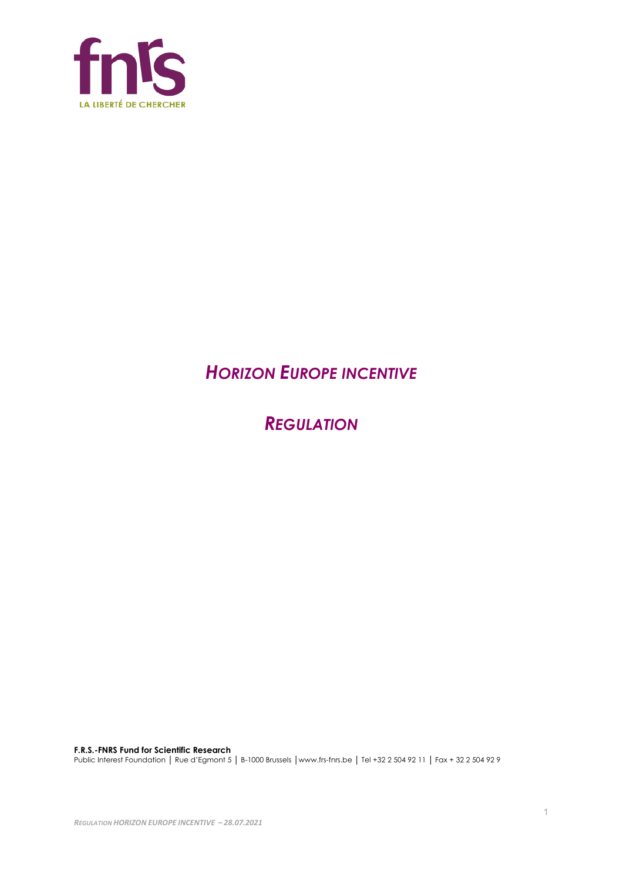fnrs

LA LIBERTÉ DE CHERCHER

# *HORIZON EUROPE INCENTIVE*

## *REGULATION*

**F.R.S.-FNRS Fund for Scientific Research**
Public Interest Foundation │ Rue d'Egmont 5 │ B-1000 Brussels │www.frs-fnrs.be │ Tel +32 2 504 92 11 │ Fax + 32 2 504 92 9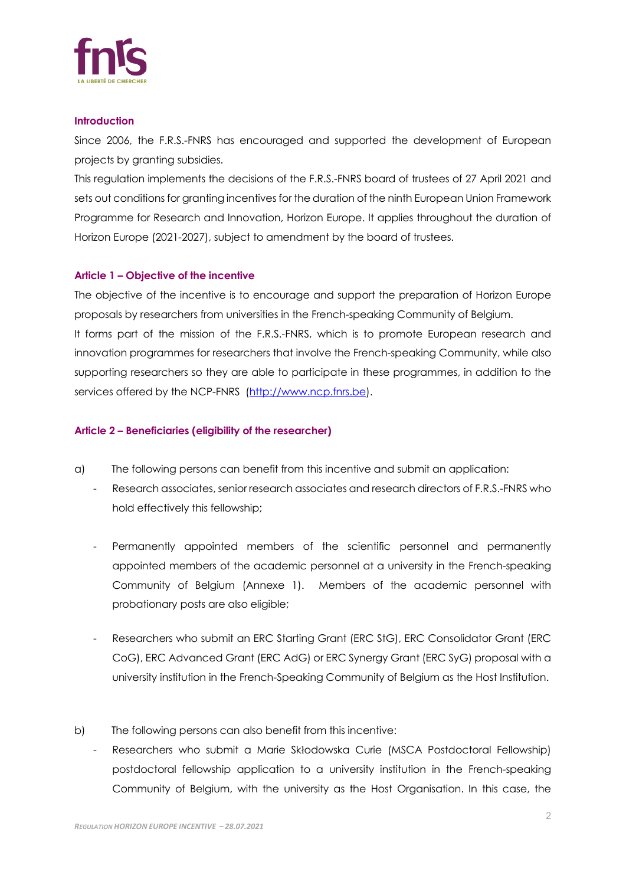## Introduction

Since 2006, the F.R.S.-FNRS has encouraged and supported the development of European projects by granting subsidies.

This regulation implements the decisions of the F.R.S.-FNRS board of trustees of 27 April 2021 and sets out conditions for granting incentives for the duration of the ninth European Union Framework Programme for Research and Innovation, Horizon Europe. It applies throughout the duration of Horizon Europe (2021-2027), subject to amendment by the board of trustees.

## Article 1 – Objective of the incentive

The objective of the incentive is to encourage and support the preparation of Horizon Europe proposals by researchers from universities in the French-speaking Community of Belgium.

It forms part of the mission of the F.R.S.-FNRS, which is to promote European research and innovation programmes for researchers that involve the French-speaking Community, while also supporting researchers so they are able to participate in these programmes, in addition to the services offered by the NCP-FNRS (http://www.ncp.fnrs.be).

## Article 2 – Beneficiaries (eligibility of the researcher)

a) The following persons can benefit from this incentive and submit an application:

- Research associates, senior research associates and research directors of F.R.S.-FNRS who hold effectively this fellowship;
- Permanently appointed members of the scientific personnel and permanently appointed members of the academic personnel at a university in the French-speaking Community of Belgium (Annexe 1). Members of the academic personnel with probationary posts are also eligible;
- Researchers who submit an ERC Starting Grant (ERC StG), ERC Consolidator Grant (ERC CoG), ERC Advanced Grant (ERC AdG) or ERC Synergy Grant (ERC SyG) proposal with a university institution in the French-Speaking Community of Belgium as the Host Institution.

b) The following persons can also benefit from this incentive:

- Researchers who submit a Marie Skłodowska Curie (MSCA Postdoctoral Fellowship) postdoctoral fellowship application to a university institution in the French-speaking Community of Belgium, with the university as the Host Organisation. In this case, the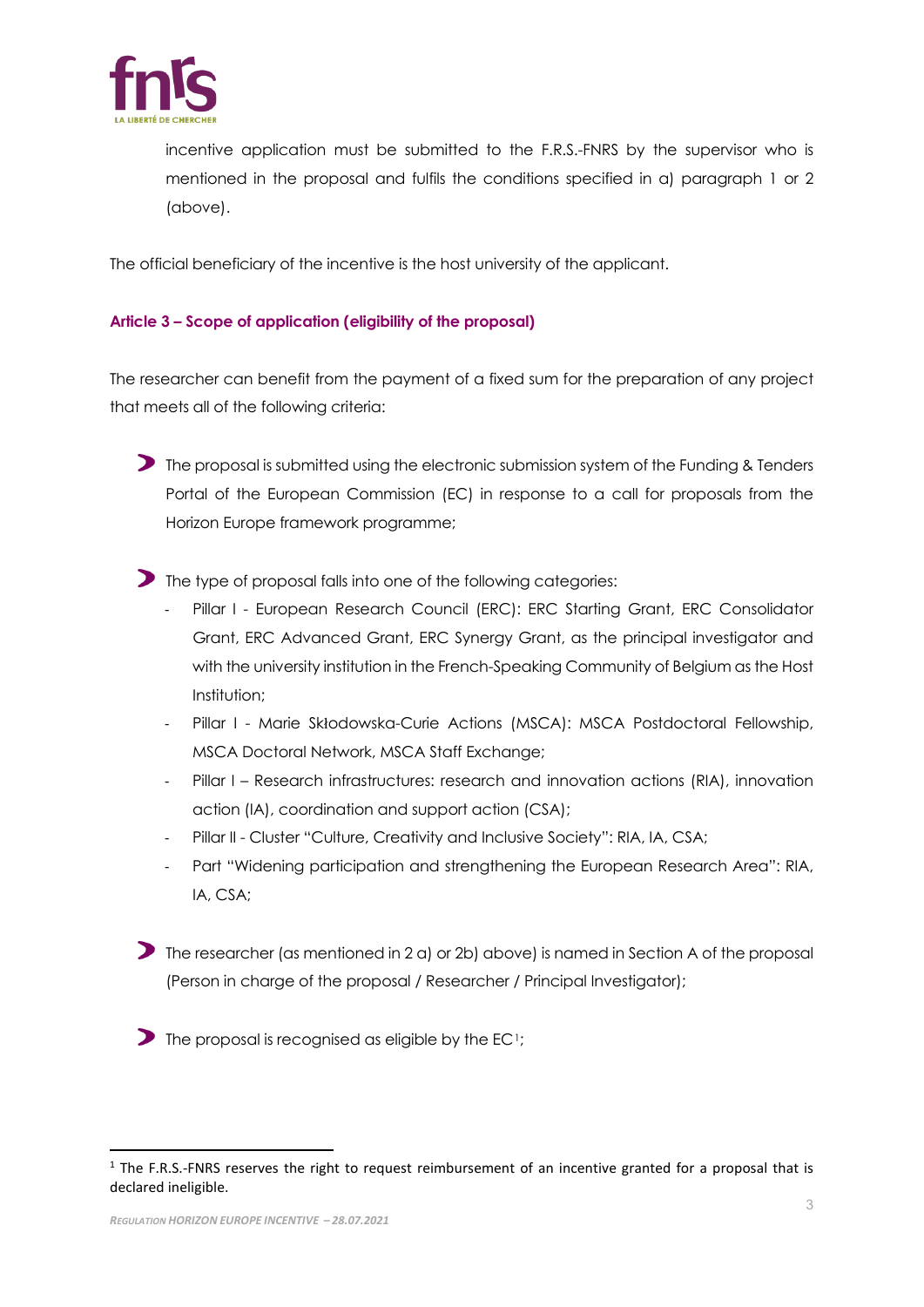incentive application must be submitted to the F.R.S.-FNRS by the supervisor who is mentioned in the proposal and fulfils the conditions specified in a) paragraph 1 or 2 (above).

The official beneficiary of the incentive is the host university of the applicant.

### Article 3 – Scope of application (eligibility of the proposal)

The researcher can benefit from the payment of a fixed sum for the preparation of any project that meets all of the following criteria:

- The proposal is submitted using the electronic submission system of the Funding & Tenders Portal of the European Commission (EC) in response to a call for proposals from the Horizon Europe framework programme;
- The type of proposal falls into one of the following categories:
  - Pillar I - European Research Council (ERC): ERC Starting Grant, ERC Consolidator Grant, ERC Advanced Grant, ERC Synergy Grant, as the principal investigator and with the university institution in the French-Speaking Community of Belgium as the Host Institution;
  - Pillar I - Marie Skłodowska-Curie Actions (MSCA): MSCA Postdoctoral Fellowship, MSCA Doctoral Network, MSCA Staff Exchange;
  - Pillar I – Research infrastructures: research and innovation actions (RIA), innovation action (IA), coordination and support action (CSA);
  - Pillar II - Cluster "Culture, Creativity and Inclusive Society": RIA, IA, CSA;
  - Part "Widening participation and strengthening the European Research Area": RIA, IA, CSA;
- The researcher (as mentioned in 2 a) or 2b) above) is named in Section A of the proposal (Person in charge of the proposal / Researcher / Principal Investigator);
- The proposal is recognised as eligible by the EC[1];

[1] The F.R.S.-FNRS reserves the right to request reimbursement of an incentive granted for a proposal that is declared ineligible.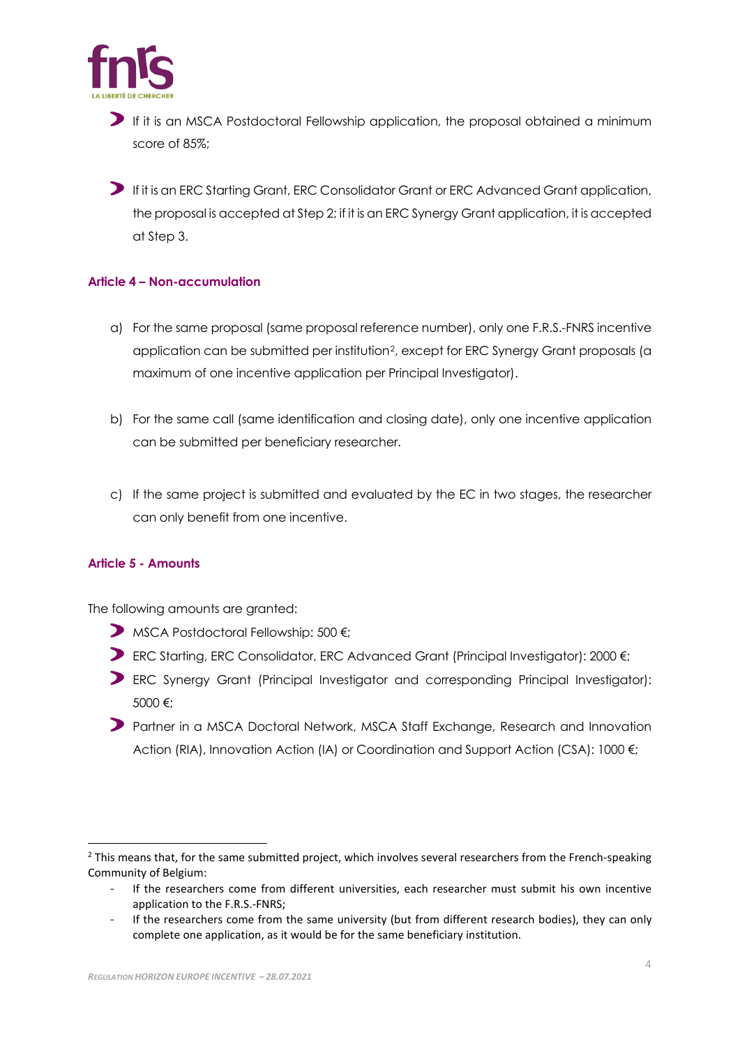- If it is an MSCA Postdoctoral Fellowship application, the proposal obtained a minimum score of 85%;

- If it is an ERC Starting Grant, ERC Consolidator Grant or ERC Advanced Grant application, the proposal is accepted at Step 2; if it is an ERC Synergy Grant application, it is accepted at Step 3.

### Article 4 – Non-accumulation

a) For the same proposal (same proposal reference number), only one F.R.S.-FNRS incentive application can be submitted per institution[2], except for ERC Synergy Grant proposals (a maximum of one incentive application per Principal Investigator).

b) For the same call (same identification and closing date), only one incentive application can be submitted per beneficiary researcher.

c) If the same project is submitted and evaluated by the EC in two stages, the researcher can only benefit from one incentive.

### Article 5 - Amounts

The following amounts are granted:

- MSCA Postdoctoral Fellowship: 500 €;
- ERC Starting, ERC Consolidator, ERC Advanced Grant (Principal Investigator): 2000 €;
- ERC Synergy Grant (Principal Investigator and corresponding Principal Investigator): 5000 €;
- Partner in a MSCA Doctoral Network, MSCA Staff Exchange, Research and Innovation Action (RIA), Innovation Action (IA) or Coordination and Support Action (CSA): 1000 €;

---

[2] This means that, for the same submitted project, which involves several researchers from the French-speaking Community of Belgium:

- If the researchers come from different universities, each researcher must submit his own incentive application to the F.R.S.-FNRS;
- If the researchers come from the same university (but from different research bodies), they can only complete one application, as it would be for the same beneficiary institution.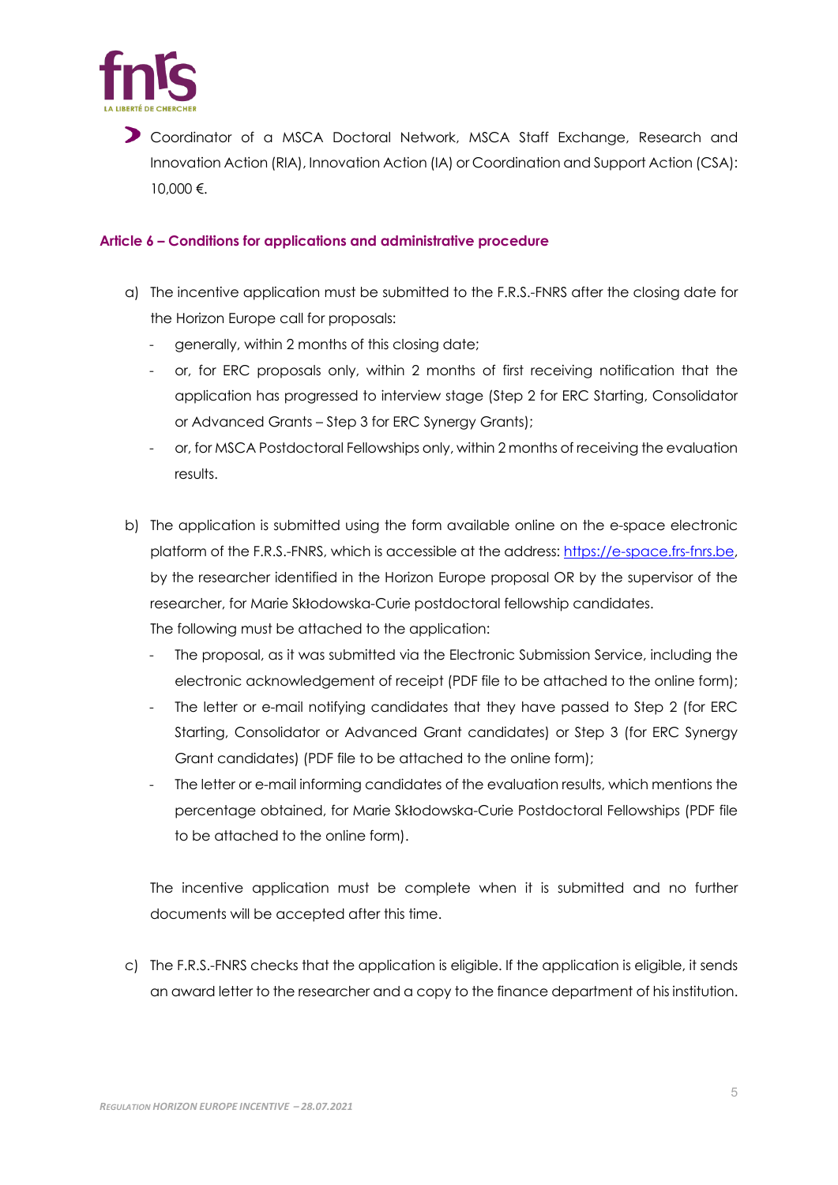- Coordinator of a MSCA Doctoral Network, MSCA Staff Exchange, Research and Innovation Action (RIA), Innovation Action (IA) or Coordination and Support Action (CSA): 10,000 €.

### Article 6 – Conditions for applications and administrative procedure

a) The incentive application must be submitted to the F.R.S.-FNRS after the closing date for the Horizon Europe call for proposals:
   - generally, within 2 months of this closing date;
   - or, for ERC proposals only, within 2 months of first receiving notification that the application has progressed to interview stage (Step 2 for ERC Starting, Consolidator or Advanced Grants – Step 3 for ERC Synergy Grants);
   - or, for MSCA Postdoctoral Fellowships only, within 2 months of receiving the evaluation results.

b) The application is submitted using the form available online on the e-space electronic platform of the F.R.S.-FNRS, which is accessible at the address: https://e-space.frs-fnrs.be, by the researcher identified in the Horizon Europe proposal OR by the supervisor of the researcher, for Marie Skłodowska-Curie postdoctoral fellowship candidates.
   The following must be attached to the application:
   - The proposal, as it was submitted via the Electronic Submission Service, including the electronic acknowledgement of receipt (PDF file to be attached to the online form);
   - The letter or e-mail notifying candidates that they have passed to Step 2 (for ERC Starting, Consolidator or Advanced Grant candidates) or Step 3 (for ERC Synergy Grant candidates) (PDF file to be attached to the online form);
   - The letter or e-mail informing candidates of the evaluation results, which mentions the percentage obtained, for Marie Skłodowska-Curie Postdoctoral Fellowships (PDF file to be attached to the online form).

   The incentive application must be complete when it is submitted and no further documents will be accepted after this time.

c) The F.R.S.-FNRS checks that the application is eligible. If the application is eligible, it sends an award letter to the researcher and a copy to the finance department of his institution.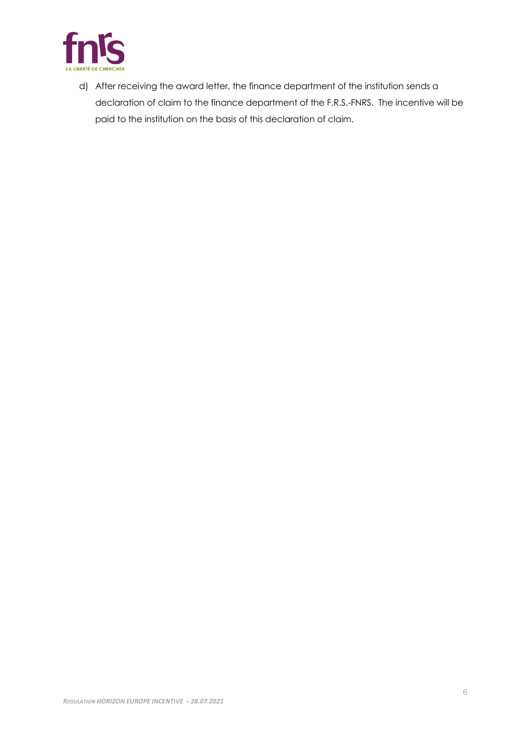d) After receiving the award letter, the finance department of the institution sends a declaration of claim to the finance department of the F.R.S.-FNRS. The incentive will be paid to the institution on the basis of this declaration of claim.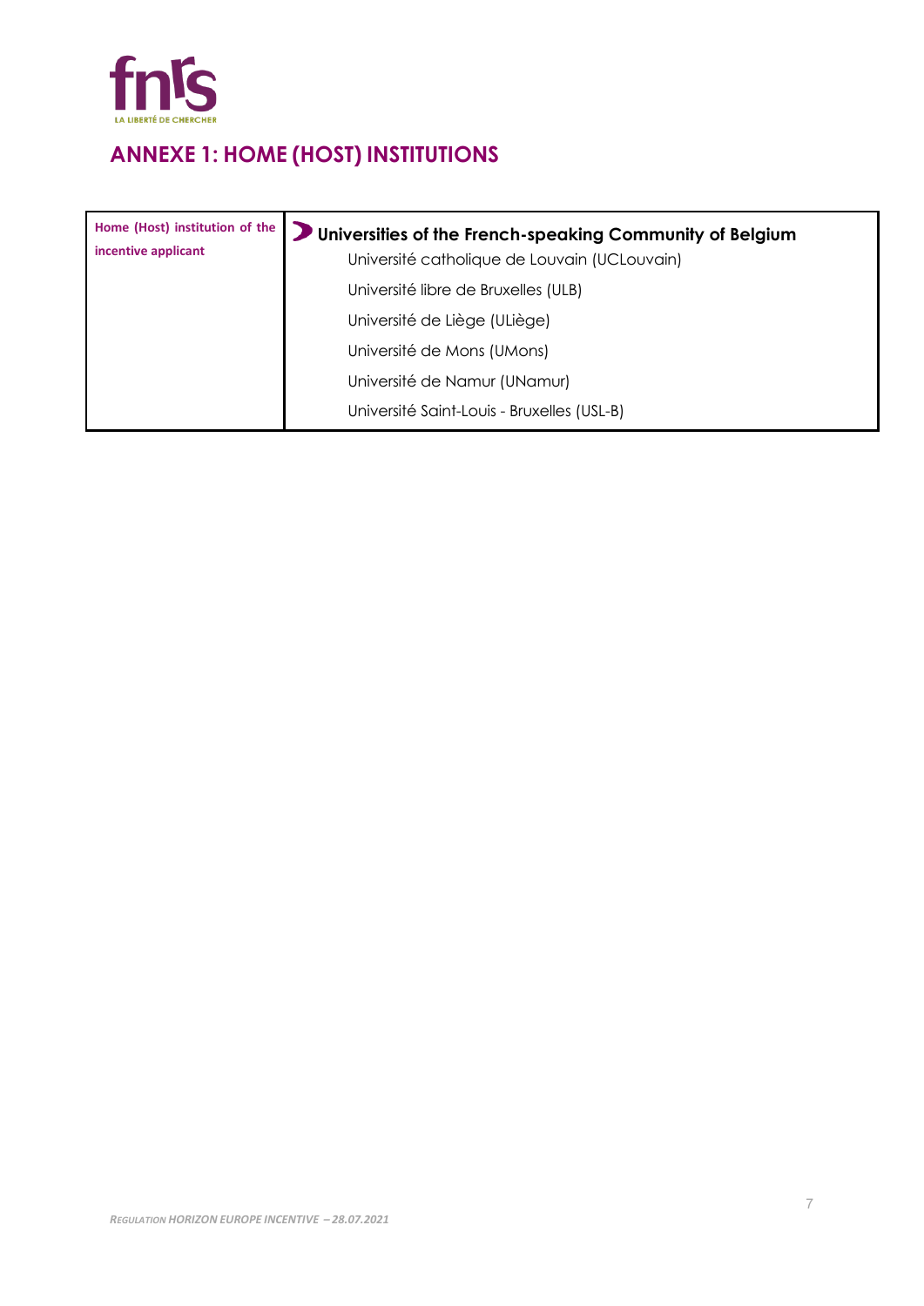## ANNEXE 1: HOME (HOST) INSTITUTIONS

| | |
|---|---|
| **Home (Host) institution of the incentive applicant** | **Universities of the French-speaking Community of Belgium**<br>Université catholique de Louvain (UCLouvain)<br>Université libre de Bruxelles (ULB)<br>Université de Liège (ULiège)<br>Université de Mons (UMons)<br>Université de Namur (UNamur)<br>Université Saint-Louis - Bruxelles (USL-B) |